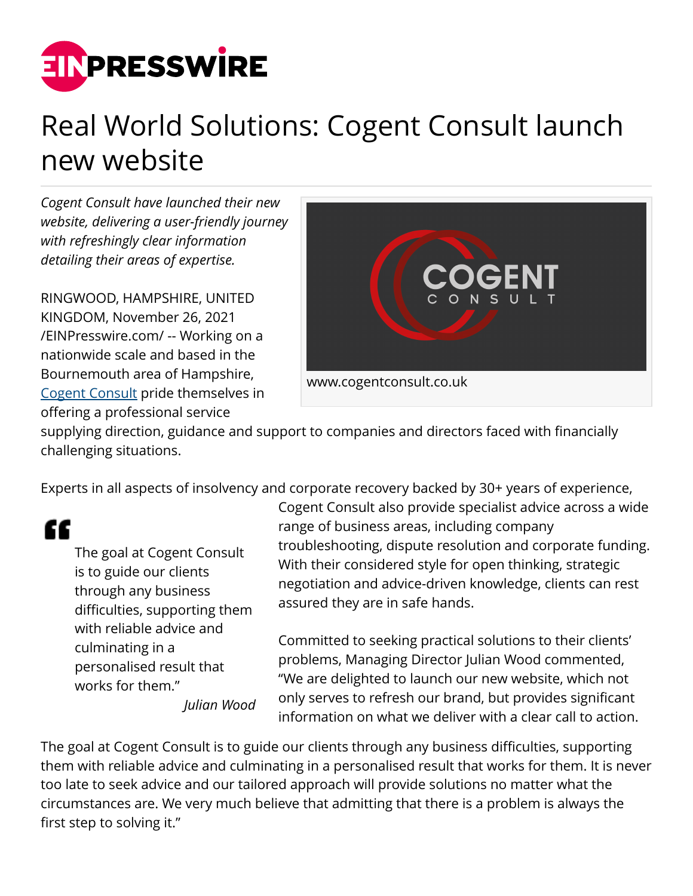# Real World Solutions: Cogent Consult launch new website

*Cogent Consult have launched their new website, delivering a user-friendly journey with refreshingly clear information detailing their areas of expertise.*

www.cogentconsult.co.uk

RINGWOOD, HAMPSHIRE, UNITED KINGDOM, November 26, 2021 /EINPresswire.com/ -- Working on a nationwide scale and based in the Bournemouth area of Hampshire, Cogent Consult pride themselves in offering a professional service supplying direction, guidance and support to companies and directors faced with financially challenging situations.

Experts in all aspects of insolvency and corporate recovery backed by 30+ years of experience, Cogent Consult also provide specialist advice across a wide range of business areas, including company troubleshooting, dispute resolution and corporate funding. With their considered style for open thinking, strategic negotiation and advice-driven knowledge, clients can rest assured they are in safe hands.

> The goal at Cogent Consult is to guide our clients through any business difficulties, supporting them with reliable advice and culminating in a personalised result that works for them."
>
> *Julian Wood*

Committed to seeking practical solutions to their clients' problems, Managing Director Julian Wood commented, "We are delighted to launch our new website, which not only serves to refresh our brand, but provides significant information on what we deliver with a clear call to action.

The goal at Cogent Consult is to guide our clients through any business difficulties, supporting them with reliable advice and culminating in a personalised result that works for them. It is never too late to seek advice and our tailored approach will provide solutions no matter what the circumstances are. We very much believe that admitting that there is a problem is always the first step to solving it."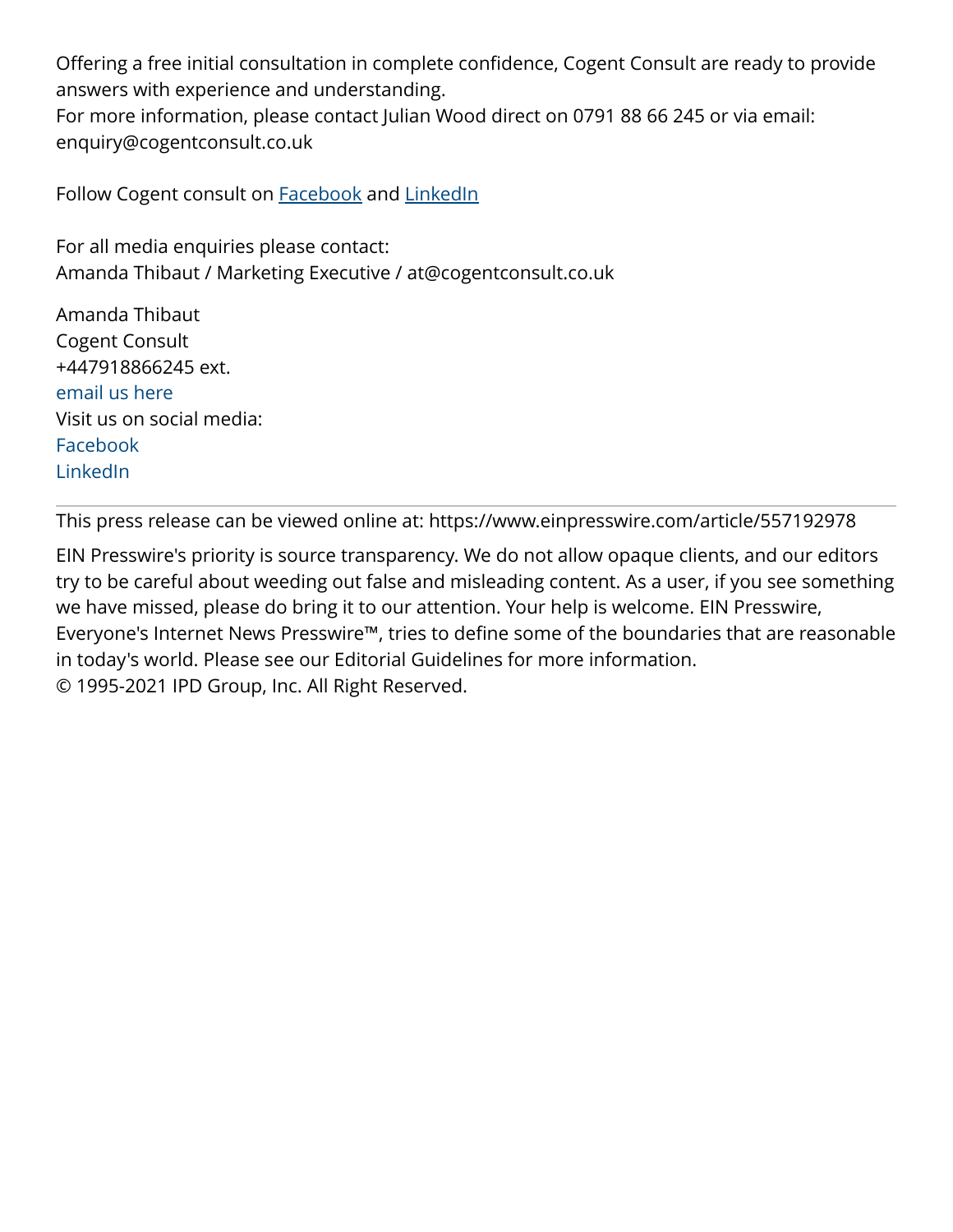Offering a free initial consultation in complete confidence, Cogent Consult are ready to provide answers with experience and understanding.
For more information, please contact Julian Wood direct on 0791 88 66 245 or via email: enquiry@cogentconsult.co.uk

Follow Cogent consult on Facebook and LinkedIn

For all media enquiries please contact:
Amanda Thibaut / Marketing Executive / at@cogentconsult.co.uk

Amanda Thibaut
Cogent Consult
+447918866245 ext.
email us here
Visit us on social media:
Facebook
LinkedIn

---

This press release can be viewed online at: https://www.einpresswire.com/article/557192978

EIN Presswire's priority is source transparency. We do not allow opaque clients, and our editors try to be careful about weeding out false and misleading content. As a user, if you see something we have missed, please do bring it to our attention. Your help is welcome. EIN Presswire, Everyone's Internet News Presswire™, tries to define some of the boundaries that are reasonable in today's world. Please see our Editorial Guidelines for more information.
© 1995-2021 IPD Group, Inc. All Right Reserved.